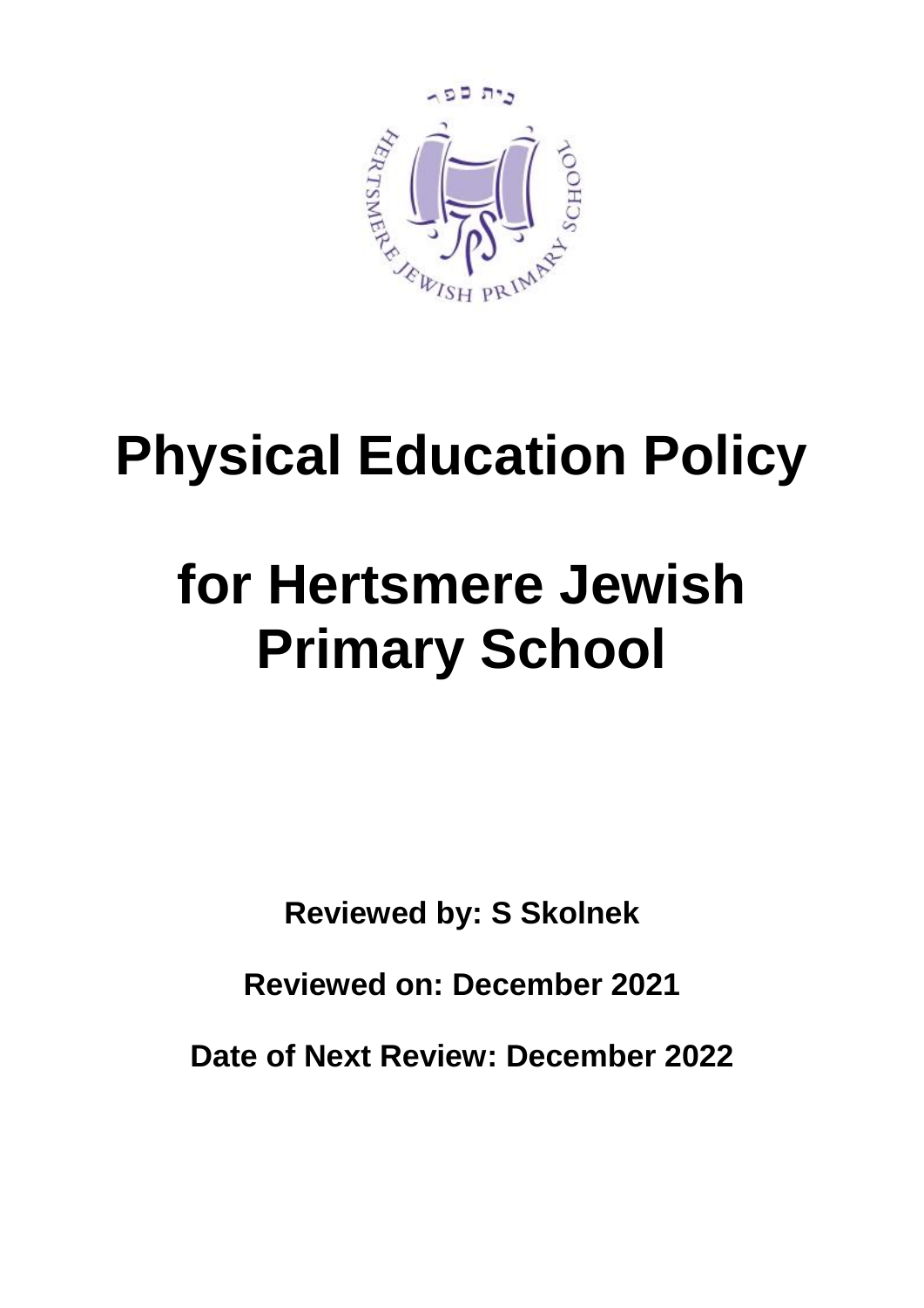# Physical Education Policy

# for Hertsmere Jewish Primary School

**Reviewed by: S Skolnek**

**Reviewed on: December 2021**

**Date of Next Review: December 2022**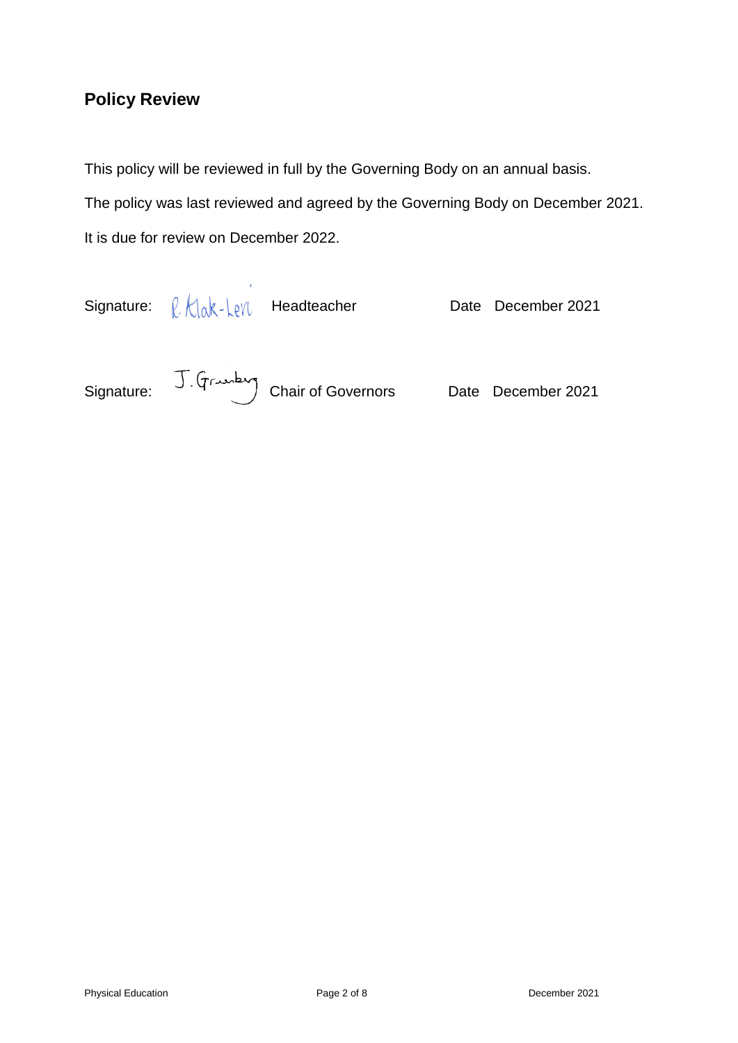## Policy Review

This policy will be reviewed in full by the Governing Body on an annual basis.

The policy was last reviewed and agreed by the Governing Body on December 2021.

It is due for review on December 2022.

Signature: R. Klak-Levi Headteacher Date December 2021

Signature: J. Grunberg Chair of Governors Date December 2021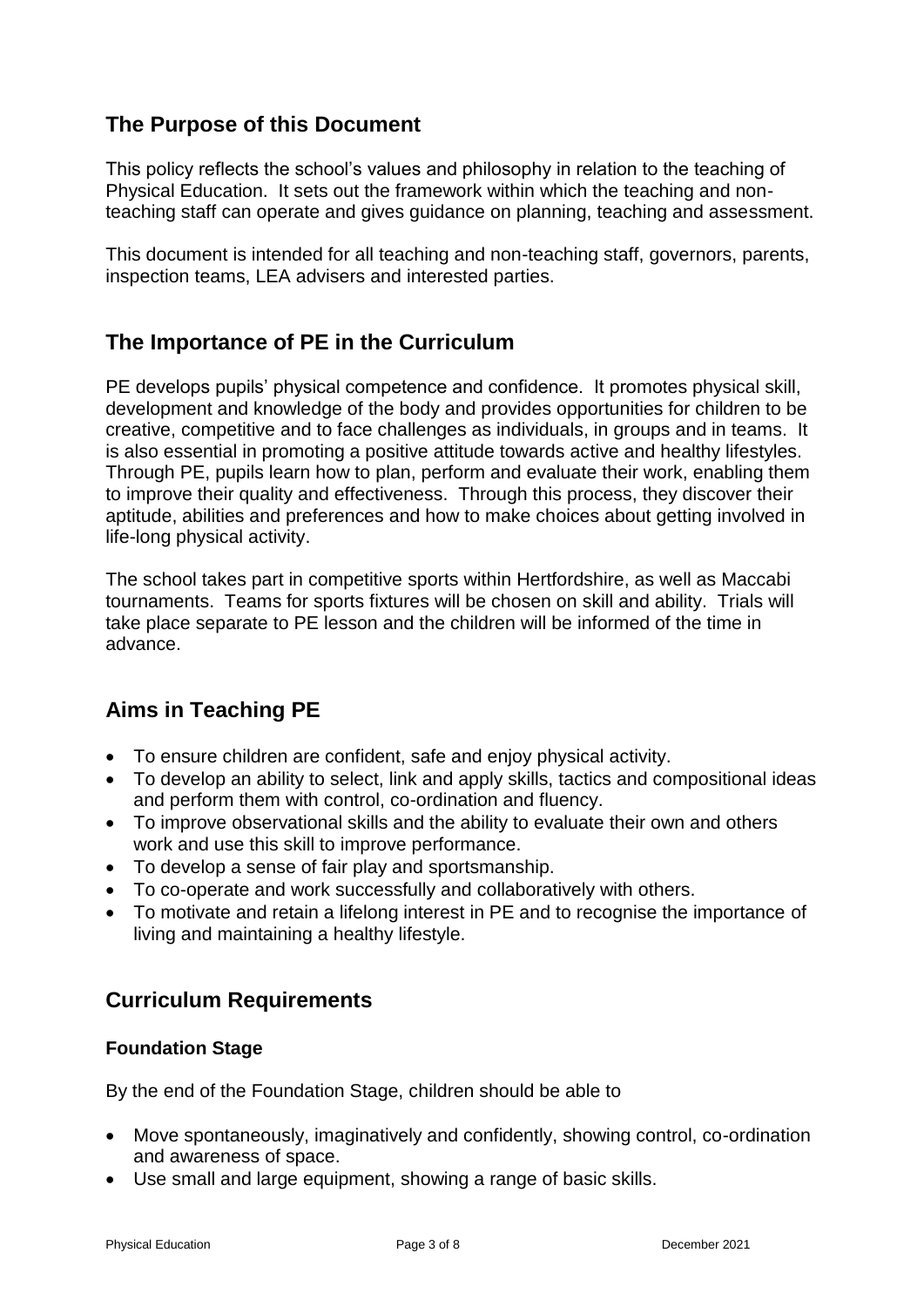## The Purpose of this Document

This policy reflects the school's values and philosophy in relation to the teaching of Physical Education. It sets out the framework within which the teaching and non-teaching staff can operate and gives guidance on planning, teaching and assessment.

This document is intended for all teaching and non-teaching staff, governors, parents, inspection teams, LEA advisers and interested parties.

## The Importance of PE in the Curriculum

PE develops pupils' physical competence and confidence. It promotes physical skill, development and knowledge of the body and provides opportunities for children to be creative, competitive and to face challenges as individuals, in groups and in teams. It is also essential in promoting a positive attitude towards active and healthy lifestyles. Through PE, pupils learn how to plan, perform and evaluate their work, enabling them to improve their quality and effectiveness. Through this process, they discover their aptitude, abilities and preferences and how to make choices about getting involved in life-long physical activity.

The school takes part in competitive sports within Hertfordshire, as well as Maccabi tournaments. Teams for sports fixtures will be chosen on skill and ability. Trials will take place separate to PE lesson and the children will be informed of the time in advance.

## Aims in Teaching PE

- To ensure children are confident, safe and enjoy physical activity.
- To develop an ability to select, link and apply skills, tactics and compositional ideas and perform them with control, co-ordination and fluency.
- To improve observational skills and the ability to evaluate their own and others work and use this skill to improve performance.
- To develop a sense of fair play and sportsmanship.
- To co-operate and work successfully and collaboratively with others.
- To motivate and retain a lifelong interest in PE and to recognise the importance of living and maintaining a healthy lifestyle.

## Curriculum Requirements

### Foundation Stage

By the end of the Foundation Stage, children should be able to

- Move spontaneously, imaginatively and confidently, showing control, co-ordination and awareness of space.
- Use small and large equipment, showing a range of basic skills.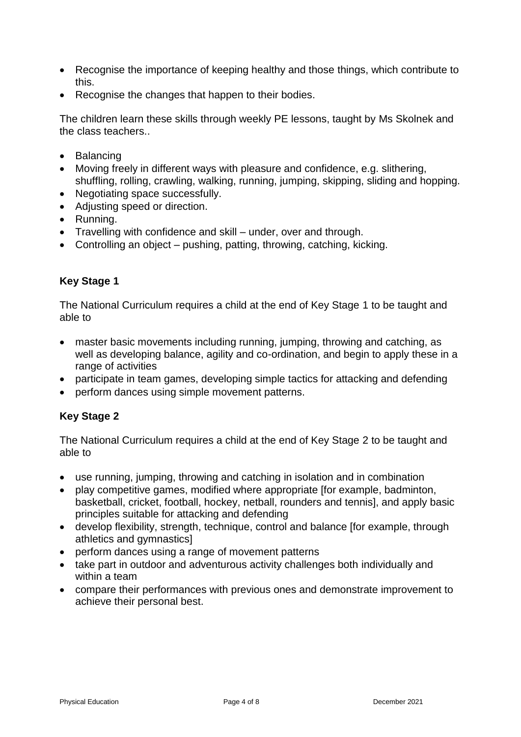- Recognise the importance of keeping healthy and those things, which contribute to this.
- Recognise the changes that happen to their bodies.

The children learn these skills through weekly PE lessons, taught by Ms Skolnek and the class teachers..

- Balancing
- Moving freely in different ways with pleasure and confidence, e.g. slithering, shuffling, rolling, crawling, walking, running, jumping, skipping, sliding and hopping.
- Negotiating space successfully.
- Adjusting speed or direction.
- Running.
- Travelling with confidence and skill – under, over and through.
- Controlling an object – pushing, patting, throwing, catching, kicking.

**Key Stage 1**

The National Curriculum requires a child at the end of Key Stage 1 to be taught and able to

- master basic movements including running, jumping, throwing and catching, as well as developing balance, agility and co-ordination, and begin to apply these in a range of activities
- participate in team games, developing simple tactics for attacking and defending
- perform dances using simple movement patterns.

**Key Stage 2**

The National Curriculum requires a child at the end of Key Stage 2 to be taught and able to

- use running, jumping, throwing and catching in isolation and in combination
- play competitive games, modified where appropriate [for example, badminton, basketball, cricket, football, hockey, netball, rounders and tennis], and apply basic principles suitable for attacking and defending
- develop flexibility, strength, technique, control and balance [for example, through athletics and gymnastics]
- perform dances using a range of movement patterns
- take part in outdoor and adventurous activity challenges both individually and within a team
- compare their performances with previous ones and demonstrate improvement to achieve their personal best.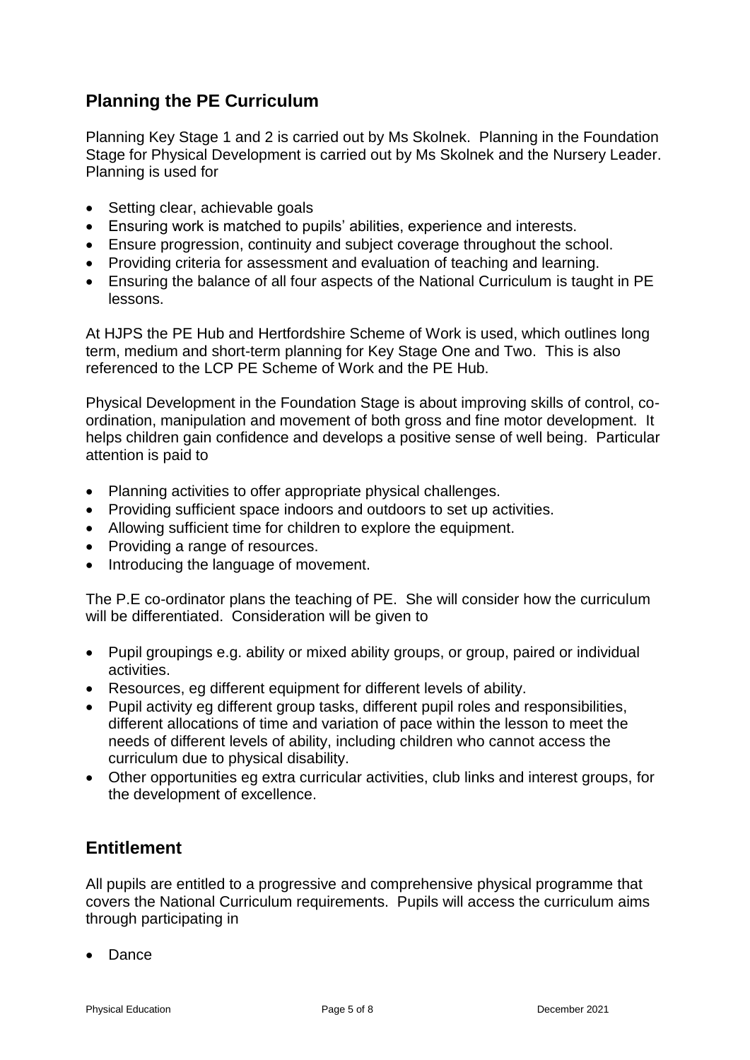## Planning the PE Curriculum

Planning Key Stage 1 and 2 is carried out by Ms Skolnek. Planning in the Foundation Stage for Physical Development is carried out by Ms Skolnek and the Nursery Leader. Planning is used for

- Setting clear, achievable goals
- Ensuring work is matched to pupils' abilities, experience and interests.
- Ensure progression, continuity and subject coverage throughout the school.
- Providing criteria for assessment and evaluation of teaching and learning.
- Ensuring the balance of all four aspects of the National Curriculum is taught in PE lessons.

At HJPS the PE Hub and Hertfordshire Scheme of Work is used, which outlines long term, medium and short-term planning for Key Stage One and Two. This is also referenced to the LCP PE Scheme of Work and the PE Hub.

Physical Development in the Foundation Stage is about improving skills of control, co-ordination, manipulation and movement of both gross and fine motor development. It helps children gain confidence and develops a positive sense of well being. Particular attention is paid to

- Planning activities to offer appropriate physical challenges.
- Providing sufficient space indoors and outdoors to set up activities.
- Allowing sufficient time for children to explore the equipment.
- Providing a range of resources.
- Introducing the language of movement.

The P.E co-ordinator plans the teaching of PE. She will consider how the curriculum will be differentiated. Consideration will be given to

- Pupil groupings e.g. ability or mixed ability groups, or group, paired or individual activities.
- Resources, eg different equipment for different levels of ability.
- Pupil activity eg different group tasks, different pupil roles and responsibilities, different allocations of time and variation of pace within the lesson to meet the needs of different levels of ability, including children who cannot access the curriculum due to physical disability.
- Other opportunities eg extra curricular activities, club links and interest groups, for the development of excellence.

## Entitlement

All pupils are entitled to a progressive and comprehensive physical programme that covers the National Curriculum requirements. Pupils will access the curriculum aims through participating in

- Dance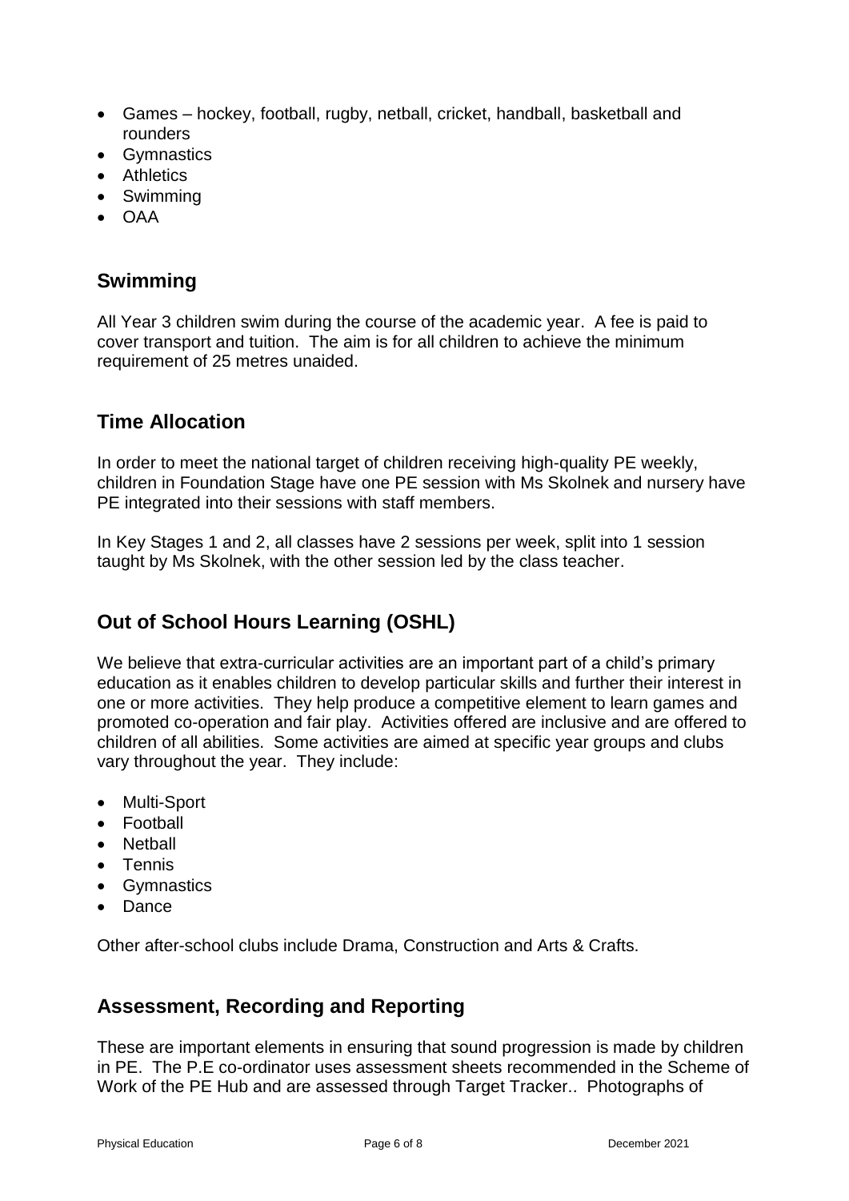- Games – hockey, football, rugby, netball, cricket, handball, basketball and rounders
- Gymnastics
- Athletics
- Swimming
- OAA

## Swimming

All Year 3 children swim during the course of the academic year. A fee is paid to cover transport and tuition. The aim is for all children to achieve the minimum requirement of 25 metres unaided.

## Time Allocation

In order to meet the national target of children receiving high-quality PE weekly, children in Foundation Stage have one PE session with Ms Skolnek and nursery have PE integrated into their sessions with staff members.

In Key Stages 1 and 2, all classes have 2 sessions per week, split into 1 session taught by Ms Skolnek, with the other session led by the class teacher.

## Out of School Hours Learning (OSHL)

We believe that extra-curricular activities are an important part of a child's primary education as it enables children to develop particular skills and further their interest in one or more activities. They help produce a competitive element to learn games and promoted co-operation and fair play. Activities offered are inclusive and are offered to children of all abilities. Some activities are aimed at specific year groups and clubs vary throughout the year. They include:

- Multi-Sport
- Football
- Netball
- Tennis
- Gymnastics
- Dance

Other after-school clubs include Drama, Construction and Arts & Crafts.

## Assessment, Recording and Reporting

These are important elements in ensuring that sound progression is made by children in PE. The P.E co-ordinator uses assessment sheets recommended in the Scheme of Work of the PE Hub and are assessed through Target Tracker.. Photographs of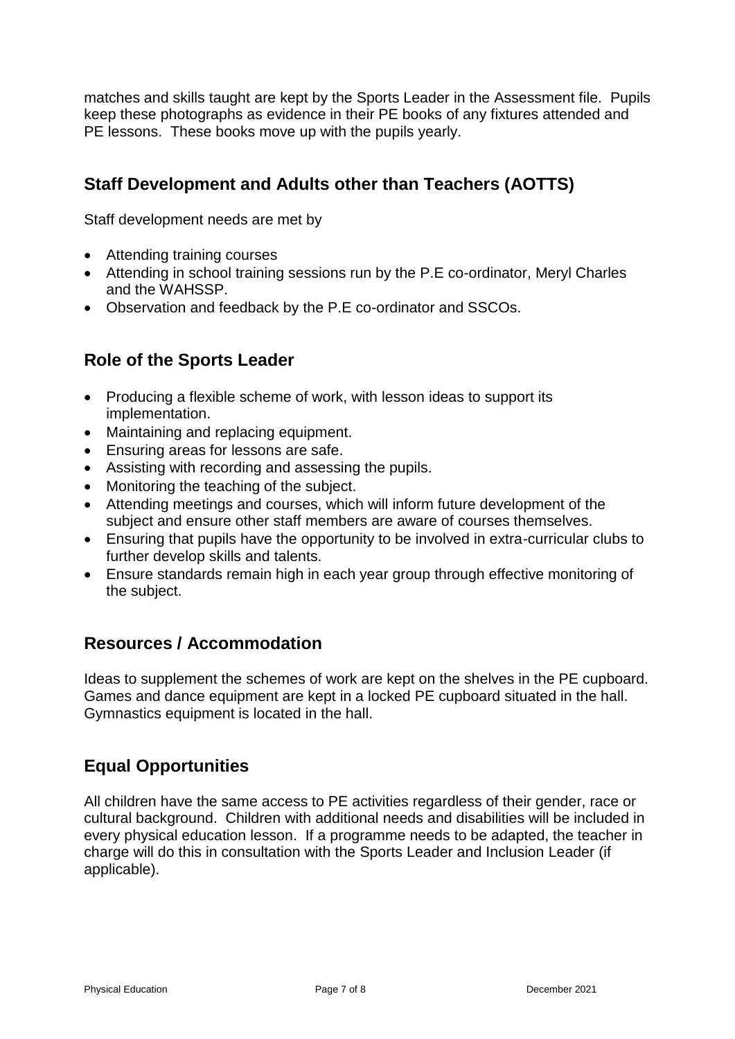matches and skills taught are kept by the Sports Leader in the Assessment file. Pupils keep these photographs as evidence in their PE books of any fixtures attended and PE lessons. These books move up with the pupils yearly.

## Staff Development and Adults other than Teachers (AOTTS)

Staff development needs are met by

- Attending training courses
- Attending in school training sessions run by the P.E co-ordinator, Meryl Charles and the WAHSSP.
- Observation and feedback by the P.E co-ordinator and SSCOs.

## Role of the Sports Leader

- Producing a flexible scheme of work, with lesson ideas to support its implementation.
- Maintaining and replacing equipment.
- Ensuring areas for lessons are safe.
- Assisting with recording and assessing the pupils.
- Monitoring the teaching of the subject.
- Attending meetings and courses, which will inform future development of the subject and ensure other staff members are aware of courses themselves.
- Ensuring that pupils have the opportunity to be involved in extra-curricular clubs to further develop skills and talents.
- Ensure standards remain high in each year group through effective monitoring of the subject.

## Resources / Accommodation

Ideas to supplement the schemes of work are kept on the shelves in the PE cupboard. Games and dance equipment are kept in a locked PE cupboard situated in the hall. Gymnastics equipment is located in the hall.

## Equal Opportunities

All children have the same access to PE activities regardless of their gender, race or cultural background. Children with additional needs and disabilities will be included in every physical education lesson. If a programme needs to be adapted, the teacher in charge will do this in consultation with the Sports Leader and Inclusion Leader (if applicable).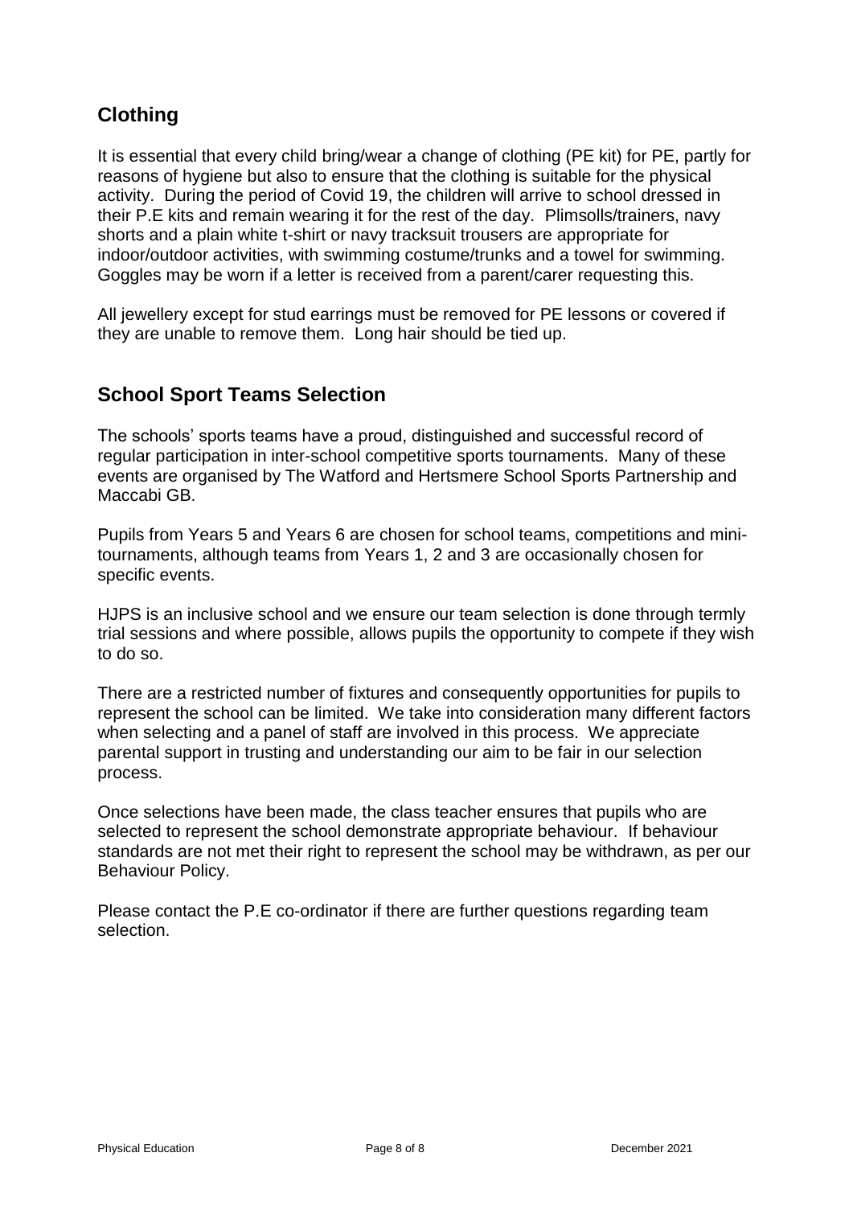## Clothing

It is essential that every child bring/wear a change of clothing (PE kit) for PE, partly for reasons of hygiene but also to ensure that the clothing is suitable for the physical activity. During the period of Covid 19, the children will arrive to school dressed in their P.E kits and remain wearing it for the rest of the day. Plimsolls/trainers, navy shorts and a plain white t-shirt or navy tracksuit trousers are appropriate for indoor/outdoor activities, with swimming costume/trunks and a towel for swimming. Goggles may be worn if a letter is received from a parent/carer requesting this.

All jewellery except for stud earrings must be removed for PE lessons or covered if they are unable to remove them. Long hair should be tied up.

## School Sport Teams Selection

The schools' sports teams have a proud, distinguished and successful record of regular participation in inter-school competitive sports tournaments. Many of these events are organised by The Watford and Hertsmere School Sports Partnership and Maccabi GB.

Pupils from Years 5 and Years 6 are chosen for school teams, competitions and mini-tournaments, although teams from Years 1, 2 and 3 are occasionally chosen for specific events.

HJPS is an inclusive school and we ensure our team selection is done through termly trial sessions and where possible, allows pupils the opportunity to compete if they wish to do so.

There are a restricted number of fixtures and consequently opportunities for pupils to represent the school can be limited. We take into consideration many different factors when selecting and a panel of staff are involved in this process. We appreciate parental support in trusting and understanding our aim to be fair in our selection process.

Once selections have been made, the class teacher ensures that pupils who are selected to represent the school demonstrate appropriate behaviour. If behaviour standards are not met their right to represent the school may be withdrawn, as per our Behaviour Policy.

Please contact the P.E co-ordinator if there are further questions regarding team selection.